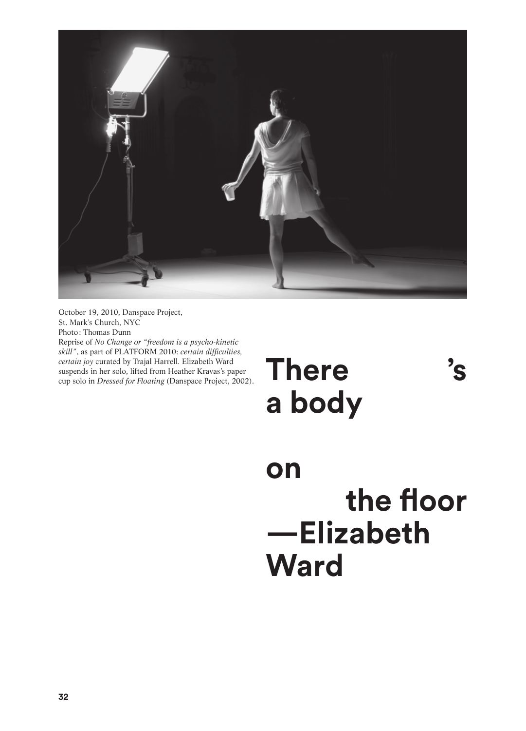October 19, 2010, Danspace Project,
St. Mark's Church, NYC
Photo: Thomas Dunn
Reprise of *No Change or "freedom is a psycho-kinetic skill"*, as part of PLATFORM 2010: *certain difficulties, certain joy* curated by Trajal Harrell. Elizabeth Ward suspends in her solo, lifted from Heather Kravas's paper cup solo in *Dressed for Floating* (Danspace Project, 2002).

# There's a body on the floor —Elizabeth Ward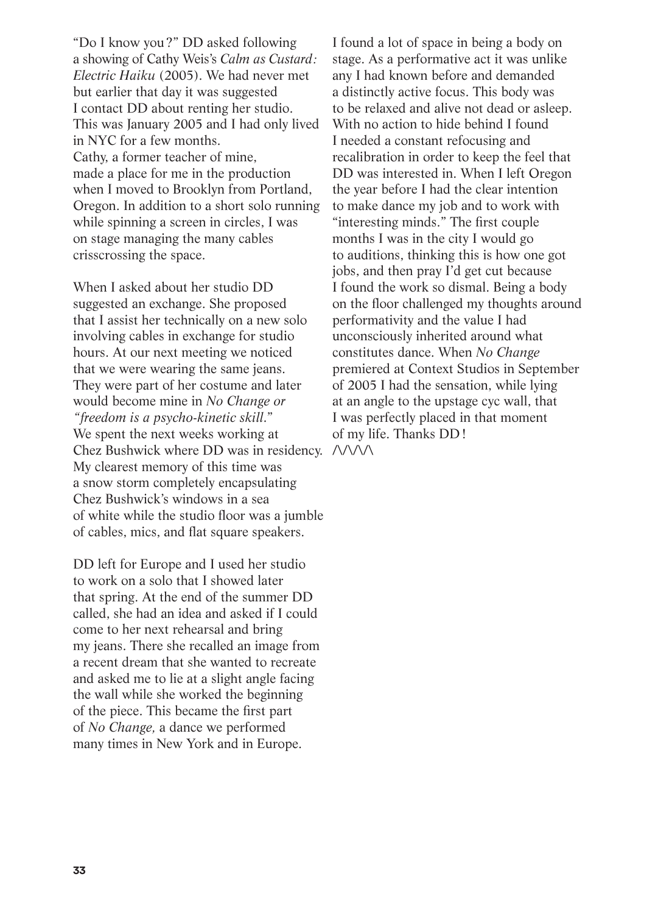"Do I know you?" DD asked following a showing of Cathy Weis's *Calm as Custard: Electric Haiku* (2005). We had never met but earlier that day it was suggested I contact DD about renting her studio. This was January 2005 and I had only lived in NYC for a few months. Cathy, a former teacher of mine, made a place for me in the production when I moved to Brooklyn from Portland, Oregon. In addition to a short solo running while spinning a screen in circles, I was on stage managing the many cables crisscrossing the space.

When I asked about her studio DD suggested an exchange. She proposed that I assist her technically on a new solo involving cables in exchange for studio hours. At our next meeting we noticed that we were wearing the same jeans. They were part of her costume and later would become mine in *No Change or "freedom is a psycho-kinetic skill."* We spent the next weeks working at Chez Bushwick where DD was in residency. My clearest memory of this time was a snow storm completely encapsulating Chez Bushwick's windows in a sea of white while the studio floor was a jumble of cables, mics, and flat square speakers.

DD left for Europe and I used her studio to work on a solo that I showed later that spring. At the end of the summer DD called, she had an idea and asked if I could come to her next rehearsal and bring my jeans. There she recalled an image from a recent dream that she wanted to recreate and asked me to lie at a slight angle facing the wall while she worked the beginning of the piece. This became the first part of *No Change,* a dance we performed many times in New York and in Europe.

I found a lot of space in being a body on stage. As a performative act it was unlike any I had known before and demanded a distinctly active focus. This body was to be relaxed and alive not dead or asleep. With no action to hide behind I found I needed a constant refocusing and recalibration in order to keep the feel that DD was interested in. When I left Oregon the year before I had the clear intention to make dance my job and to work with "interesting minds." The first couple months I was in the city I would go to auditions, thinking this is how one got jobs, and then pray I'd get cut because I found the work so dismal. Being a body on the floor challenged my thoughts around performativity and the value I had unconsciously inherited around what constitutes dance. When *No Change* premiered at Context Studios in September of 2005 I had the sensation, while lying at an angle to the upstage cyc wall, that I was perfectly placed in that moment of my life. Thanks DD!

/\/\/\/\